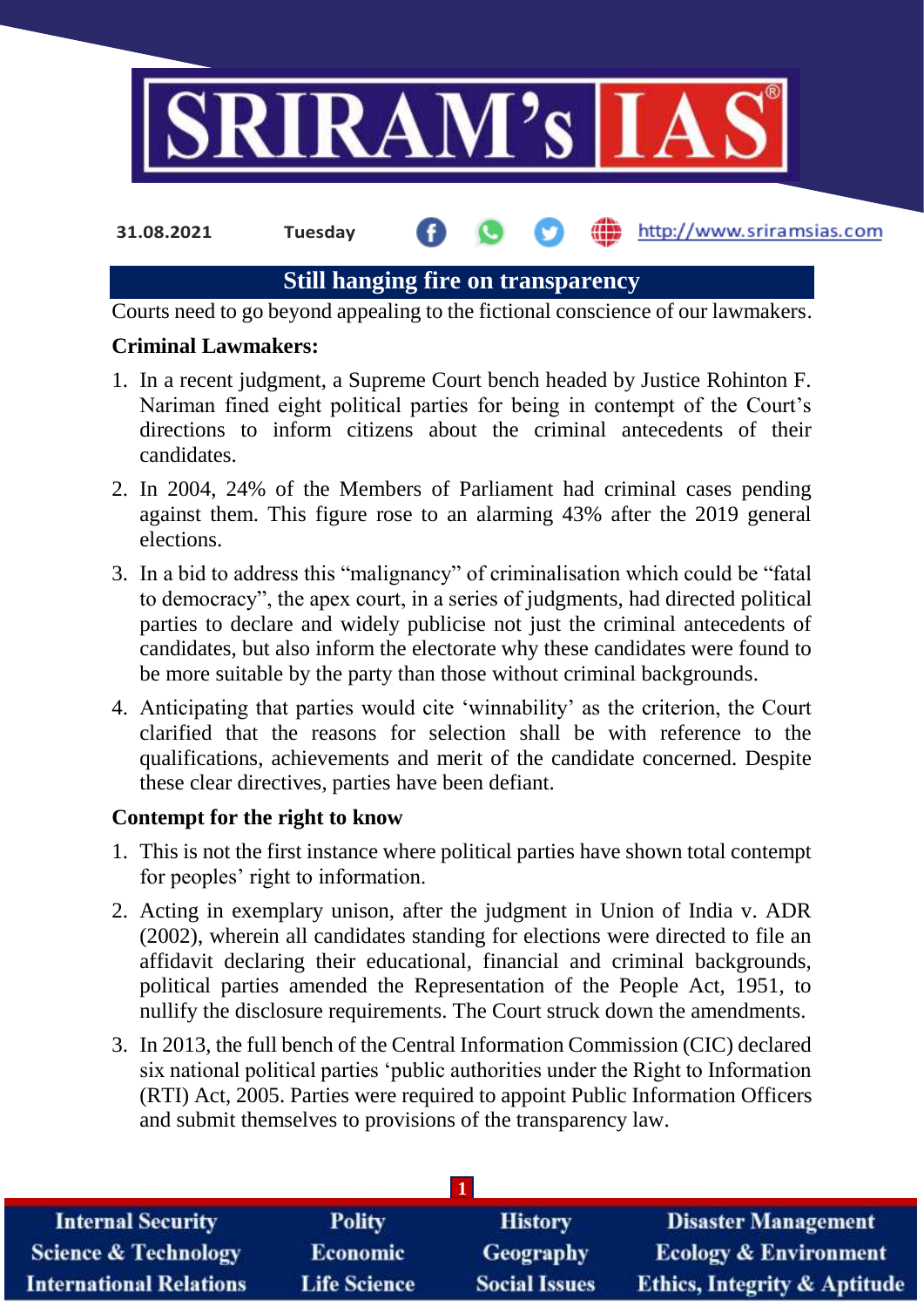31.08.2021 Tuesday

# Still hanging fire on transparency

Courts need to go beyond appealing to the fictional conscience of our lawmakers.

**Criminal Lawmakers:**

1. In a recent judgment, a Supreme Court bench headed by Justice Rohinton F. Nariman fined eight political parties for being in contempt of the Court's directions to inform citizens about the criminal antecedents of their candidates.
2. In 2004, 24% of the Members of Parliament had criminal cases pending against them. This figure rose to an alarming 43% after the 2019 general elections.
3. In a bid to address this "malignancy" of criminalisation which could be "fatal to democracy", the apex court, in a series of judgments, had directed political parties to declare and widely publicise not just the criminal antecedents of candidates, but also inform the electorate why these candidates were found to be more suitable by the party than those without criminal backgrounds.
4. Anticipating that parties would cite 'winnability' as the criterion, the Court clarified that the reasons for selection shall be with reference to the qualifications, achievements and merit of the candidate concerned. Despite these clear directives, parties have been defiant.

**Contempt for the right to know**

1. This is not the first instance where political parties have shown total contempt for peoples' right to information.
2. Acting in exemplary unison, after the judgment in Union of India v. ADR (2002), wherein all candidates standing for elections were directed to file an affidavit declaring their educational, financial and criminal backgrounds, political parties amended the Representation of the People Act, 1951, to nullify the disclosure requirements. The Court struck down the amendments.
3. In 2013, the full bench of the Central Information Commission (CIC) declared six national political parties 'public authorities under the Right to Information (RTI) Act, 2005. Parties were required to appoint Public Information Officers and submit themselves to provisions of the transparency law.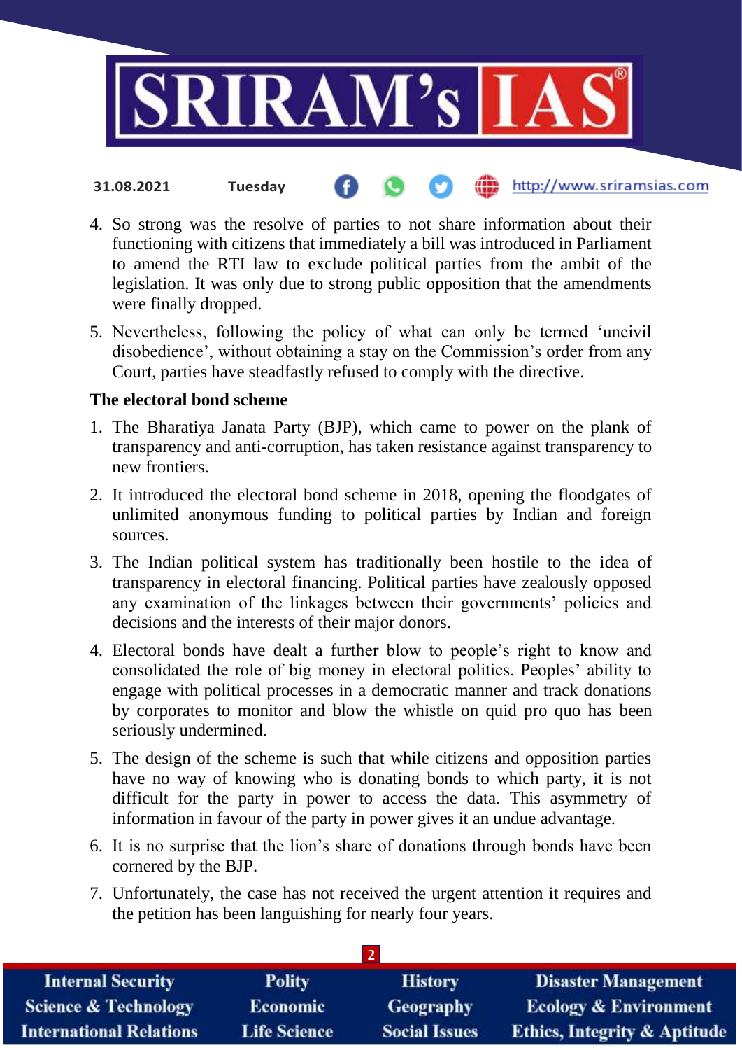4. So strong was the resolve of parties to not share information about their functioning with citizens that immediately a bill was introduced in Parliament to amend the RTI law to exclude political parties from the ambit of the legislation. It was only due to strong public opposition that the amendments were finally dropped.
5. Nevertheless, following the policy of what can only be termed 'uncivil disobedience', without obtaining a stay on the Commission's order from any Court, parties have steadfastly refused to comply with the directive.

**The electoral bond scheme**

1. The Bharatiya Janata Party (BJP), which came to power on the plank of transparency and anti-corruption, has taken resistance against transparency to new frontiers.
2. It introduced the electoral bond scheme in 2018, opening the floodgates of unlimited anonymous funding to political parties by Indian and foreign sources.
3. The Indian political system has traditionally been hostile to the idea of transparency in electoral financing. Political parties have zealously opposed any examination of the linkages between their governments' policies and decisions and the interests of their major donors.
4. Electoral bonds have dealt a further blow to people's right to know and consolidated the role of big money in electoral politics. Peoples' ability to engage with political processes in a democratic manner and track donations by corporates to monitor and blow the whistle on quid pro quo has been seriously undermined.
5. The design of the scheme is such that while citizens and opposition parties have no way of knowing who is donating bonds to which party, it is not difficult for the party in power to access the data. This asymmetry of information in favour of the party in power gives it an undue advantage.
6. It is no surprise that the lion's share of donations through bonds have been cornered by the BJP.
7. Unfortunately, the case has not received the urgent attention it requires and the petition has been languishing for nearly four years.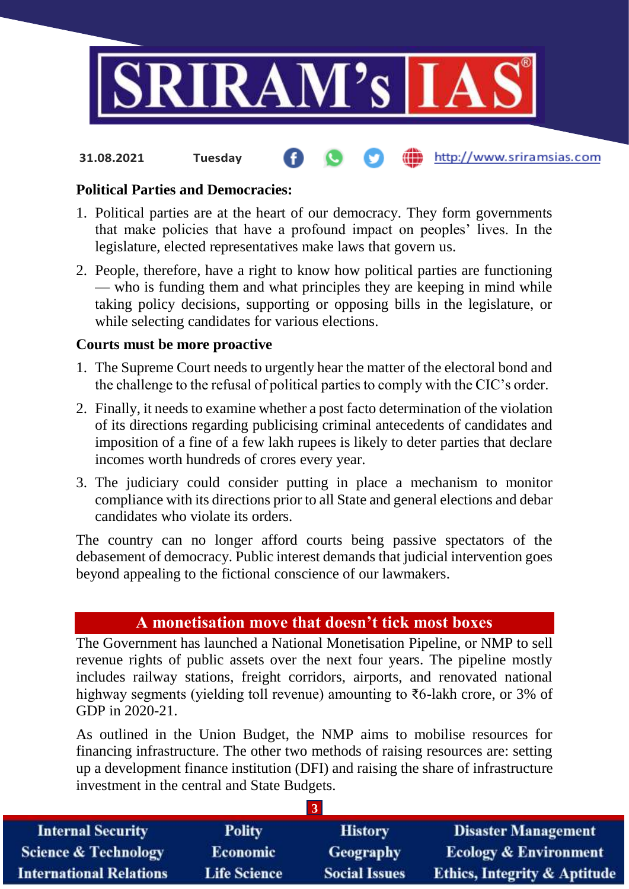**Political Parties and Democracies:**

1. Political parties are at the heart of our democracy. They form governments that make policies that have a profound impact on peoples' lives. In the legislature, elected representatives make laws that govern us.
2. People, therefore, have a right to know how political parties are functioning — who is funding them and what principles they are keeping in mind while taking policy decisions, supporting or opposing bills in the legislature, or while selecting candidates for various elections.

**Courts must be more proactive**

1. The Supreme Court needs to urgently hear the matter of the electoral bond and the challenge to the refusal of political parties to comply with the CIC's order.
2. Finally, it needs to examine whether a post facto determination of the violation of its directions regarding publicising criminal antecedents of candidates and imposition of a fine of a few lakh rupees is likely to deter parties that declare incomes worth hundreds of crores every year.
3. The judiciary could consider putting in place a mechanism to monitor compliance with its directions prior to all State and general elections and debar candidates who violate its orders.

The country can no longer afford courts being passive spectators of the debasement of democracy. Public interest demands that judicial intervention goes beyond appealing to the fictional conscience of our lawmakers.

## A monetisation move that doesn't tick most boxes

The Government has launched a National Monetisation Pipeline, or NMP to sell revenue rights of public assets over the next four years. The pipeline mostly includes railway stations, freight corridors, airports, and renovated national highway segments (yielding toll revenue) amounting to ₹6-lakh crore, or 3% of GDP in 2020-21.

As outlined in the Union Budget, the NMP aims to mobilise resources for financing infrastructure. The other two methods of raising resources are: setting up a development finance institution (DFI) and raising the share of infrastructure investment in the central and State Budgets.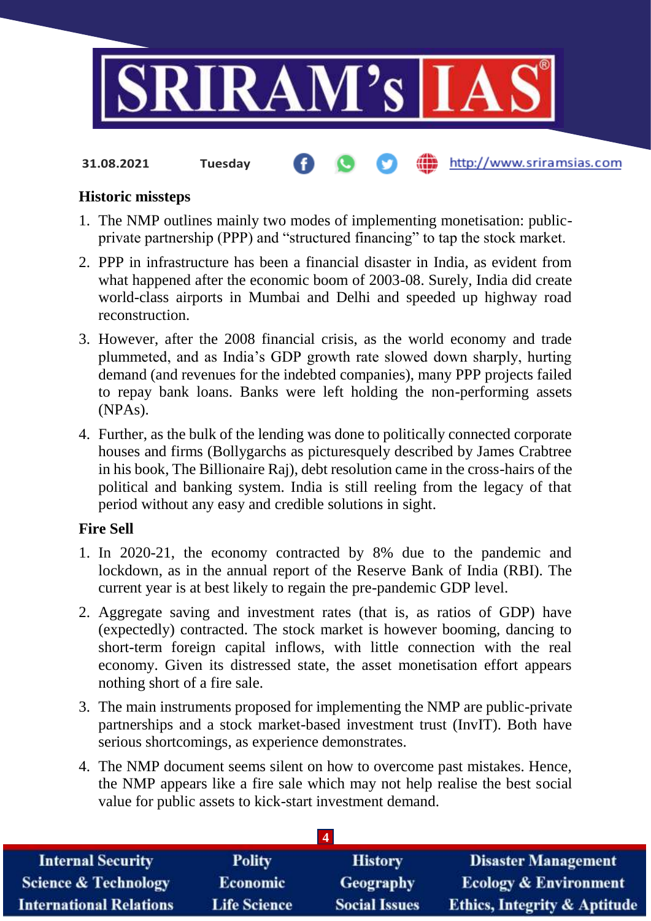### Historic missteps

1. The NMP outlines mainly two modes of implementing monetisation: public-private partnership (PPP) and "structured financing" to tap the stock market.
2. PPP in infrastructure has been a financial disaster in India, as evident from what happened after the economic boom of 2003-08. Surely, India did create world-class airports in Mumbai and Delhi and speeded up highway road reconstruction.
3. However, after the 2008 financial crisis, as the world economy and trade plummeted, and as India's GDP growth rate slowed down sharply, hurting demand (and revenues for the indebted companies), many PPP projects failed to repay bank loans. Banks were left holding the non-performing assets (NPAs).
4. Further, as the bulk of the lending was done to politically connected corporate houses and firms (Bollygarchs as picturesquely described by James Crabtree in his book, The Billionaire Raj), debt resolution came in the cross-hairs of the political and banking system. India is still reeling from the legacy of that period without any easy and credible solutions in sight.

### Fire Sell

1. In 2020-21, the economy contracted by 8% due to the pandemic and lockdown, as in the annual report of the Reserve Bank of India (RBI). The current year is at best likely to regain the pre-pandemic GDP level.
2. Aggregate saving and investment rates (that is, as ratios of GDP) have (expectedly) contracted. The stock market is however booming, dancing to short-term foreign capital inflows, with little connection with the real economy. Given its distressed state, the asset monetisation effort appears nothing short of a fire sale.
3. The main instruments proposed for implementing the NMP are public-private partnerships and a stock market-based investment trust (InvIT). Both have serious shortcomings, as experience demonstrates.
4. The NMP document seems silent on how to overcome past mistakes. Hence, the NMP appears like a fire sale which may not help realise the best social value for public assets to kick-start investment demand.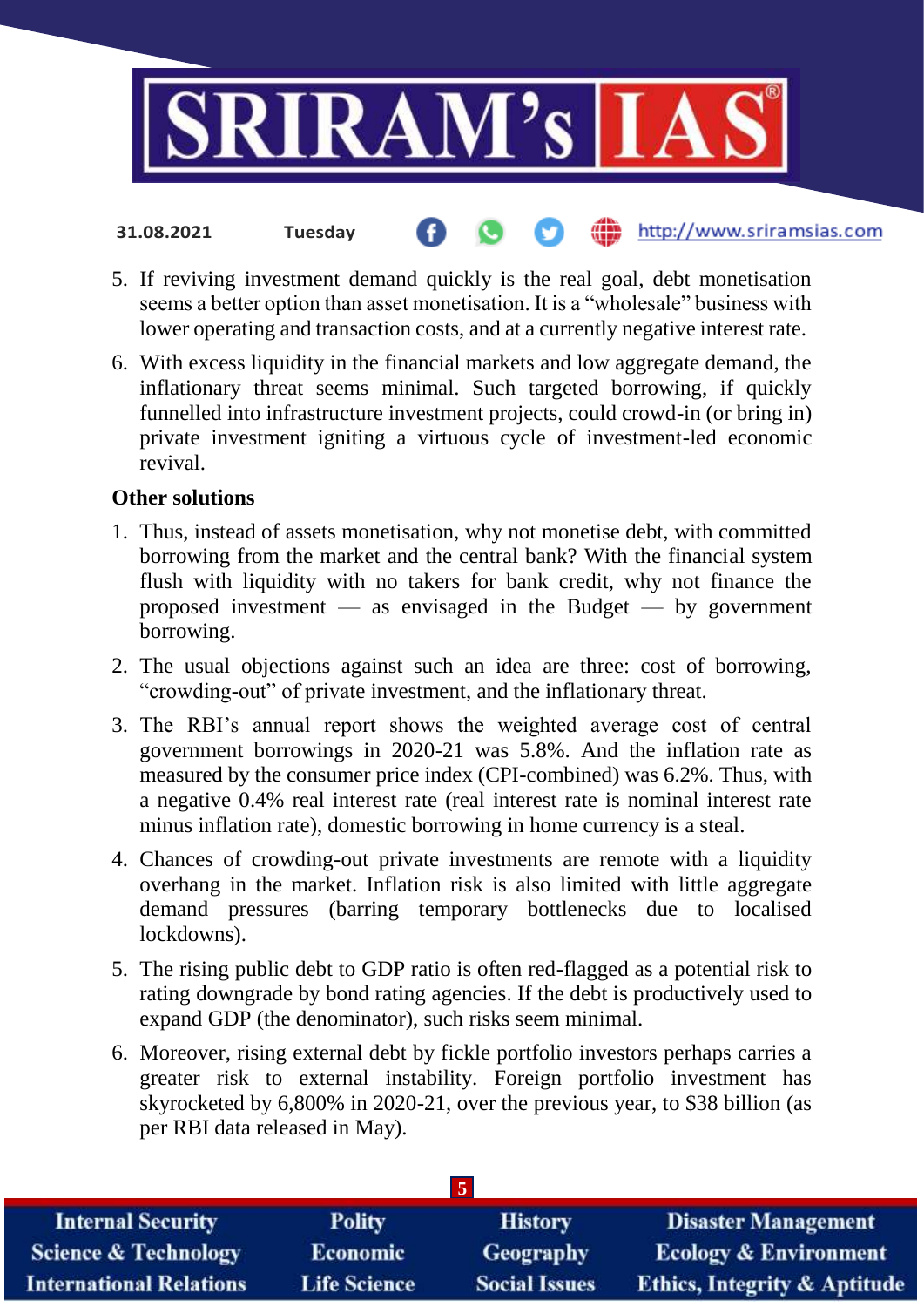5. If reviving investment demand quickly is the real goal, debt monetisation seems a better option than asset monetisation. It is a "wholesale" business with lower operating and transaction costs, and at a currently negative interest rate.
6. With excess liquidity in the financial markets and low aggregate demand, the inflationary threat seems minimal. Such targeted borrowing, if quickly funnelled into infrastructure investment projects, could crowd-in (or bring in) private investment igniting a virtuous cycle of investment-led economic revival.

**Other solutions**

1. Thus, instead of assets monetisation, why not monetise debt, with committed borrowing from the market and the central bank? With the financial system flush with liquidity with no takers for bank credit, why not finance the proposed investment — as envisaged in the Budget — by government borrowing.
2. The usual objections against such an idea are three: cost of borrowing, "crowding-out" of private investment, and the inflationary threat.
3. The RBI's annual report shows the weighted average cost of central government borrowings in 2020-21 was 5.8%. And the inflation rate as measured by the consumer price index (CPI-combined) was 6.2%. Thus, with a negative 0.4% real interest rate (real interest rate is nominal interest rate minus inflation rate), domestic borrowing in home currency is a steal.
4. Chances of crowding-out private investments are remote with a liquidity overhang in the market. Inflation risk is also limited with little aggregate demand pressures (barring temporary bottlenecks due to localised lockdowns).
5. The rising public debt to GDP ratio is often red-flagged as a potential risk to rating downgrade by bond rating agencies. If the debt is productively used to expand GDP (the denominator), such risks seem minimal.
6. Moreover, rising external debt by fickle portfolio investors perhaps carries a greater risk to external instability. Foreign portfolio investment has skyrocketed by 6,800% in 2020-21, over the previous year, to $38 billion (as per RBI data released in May).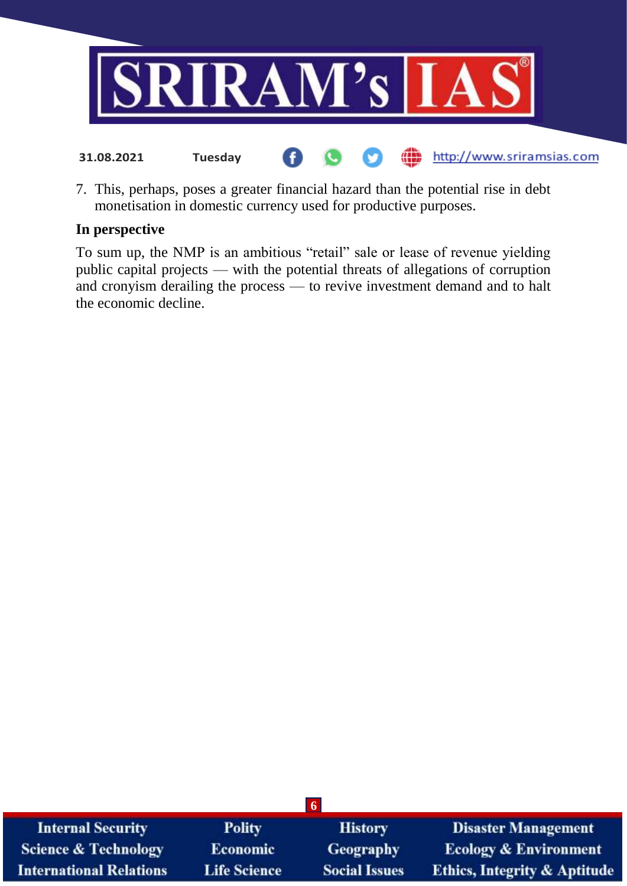7. This, perhaps, poses a greater financial hazard than the potential rise in debt monetisation in domestic currency used for productive purposes.

**In perspective**

To sum up, the NMP is an ambitious "retail" sale or lease of revenue yielding public capital projects — with the potential threats of allegations of corruption and cronyism derailing the process — to revive investment demand and to halt the economic decline.